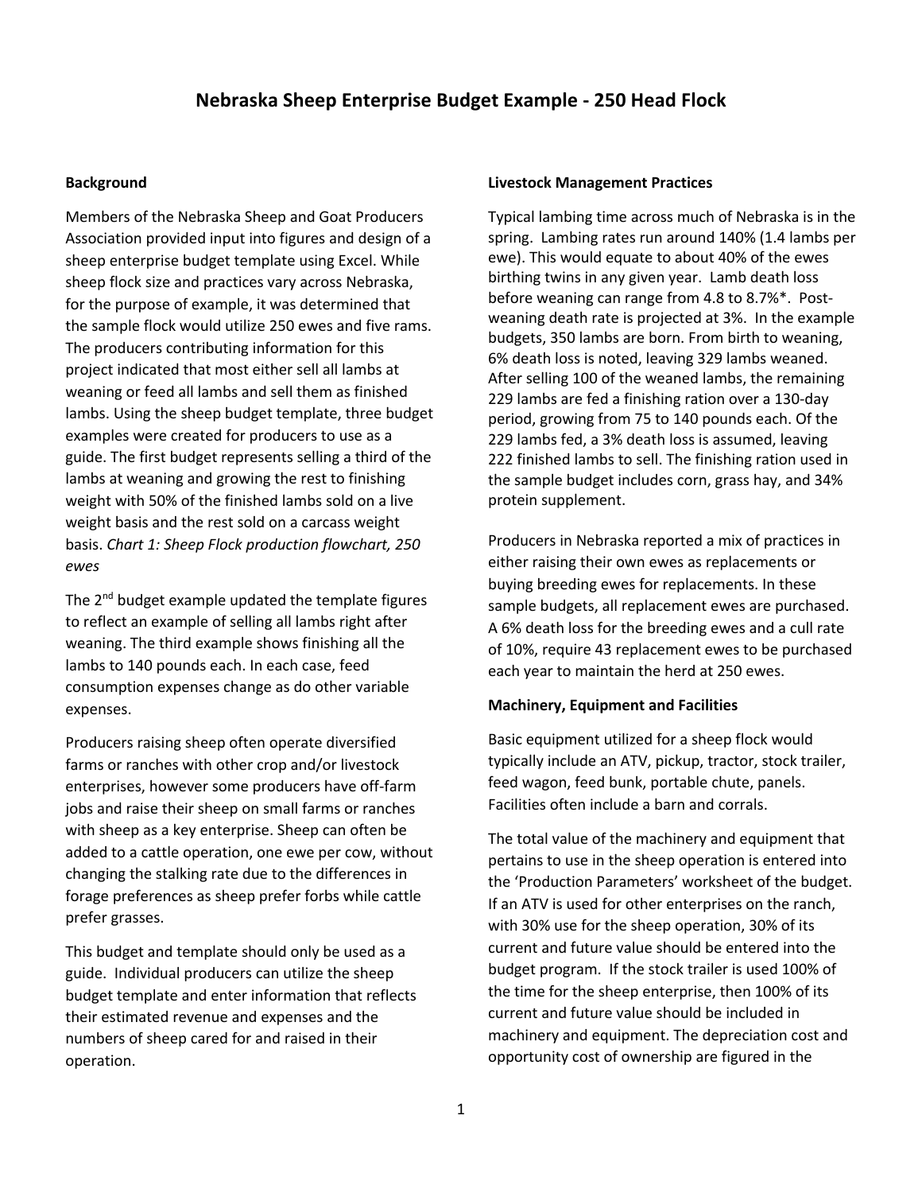# Nebraska Sheep Enterprise Budget Example - 250 Head Flock

**Background**

Members of the Nebraska Sheep and Goat Producers Association provided input into figures and design of a sheep enterprise budget template using Excel. While sheep flock size and practices vary across Nebraska, for the purpose of example, it was determined that the sample flock would utilize 250 ewes and five rams. The producers contributing information for this project indicated that most either sell all lambs at weaning or feed all lambs and sell them as finished lambs. Using the sheep budget template, three budget examples were created for producers to use as a guide. The first budget represents selling a third of the lambs at weaning and growing the rest to finishing weight with 50% of the finished lambs sold on a live weight basis and the rest sold on a carcass weight basis. *Chart 1: Sheep Flock production flowchart, 250 ewes*

The 2nd budget example updated the template figures to reflect an example of selling all lambs right after weaning. The third example shows finishing all the lambs to 140 pounds each. In each case, feed consumption expenses change as do other variable expenses.

Producers raising sheep often operate diversified farms or ranches with other crop and/or livestock enterprises, however some producers have off-farm jobs and raise their sheep on small farms or ranches with sheep as a key enterprise. Sheep can often be added to a cattle operation, one ewe per cow, without changing the stalking rate due to the differences in forage preferences as sheep prefer forbs while cattle prefer grasses.

This budget and template should only be used as a guide. Individual producers can utilize the sheep budget template and enter information that reflects their estimated revenue and expenses and the numbers of sheep cared for and raised in their operation.

**Livestock Management Practices**

Typical lambing time across much of Nebraska is in the spring. Lambing rates run around 140% (1.4 lambs per ewe). This would equate to about 40% of the ewes birthing twins in any given year. Lamb death loss before weaning can range from 4.8 to 8.7%*. Post-weaning death rate is projected at 3%. In the example budgets, 350 lambs are born. From birth to weaning, 6% death loss is noted, leaving 329 lambs weaned. After selling 100 of the weaned lambs, the remaining 229 lambs are fed a finishing ration over a 130-day period, growing from 75 to 140 pounds each. Of the 229 lambs fed, a 3% death loss is assumed, leaving 222 finished lambs to sell. The finishing ration used in the sample budget includes corn, grass hay, and 34% protein supplement.

Producers in Nebraska reported a mix of practices in either raising their own ewes as replacements or buying breeding ewes for replacements. In these sample budgets, all replacement ewes are purchased. A 6% death loss for the breeding ewes and a cull rate of 10%, require 43 replacement ewes to be purchased each year to maintain the herd at 250 ewes.

**Machinery, Equipment and Facilities**

Basic equipment utilized for a sheep flock would typically include an ATV, pickup, tractor, stock trailer, feed wagon, feed bunk, portable chute, panels. Facilities often include a barn and corrals.

The total value of the machinery and equipment that pertains to use in the sheep operation is entered into the 'Production Parameters' worksheet of the budget. If an ATV is used for other enterprises on the ranch, with 30% use for the sheep operation, 30% of its current and future value should be entered into the budget program. If the stock trailer is used 100% of the time for the sheep enterprise, then 100% of its current and future value should be included in machinery and equipment. The depreciation cost and opportunity cost of ownership are figured in the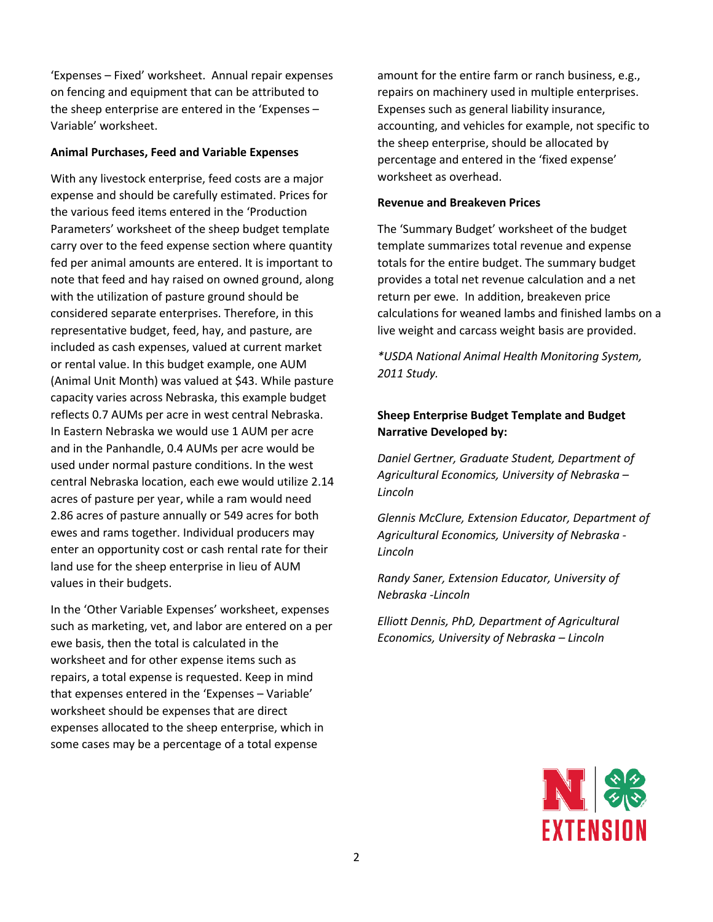'Expenses – Fixed' worksheet. Annual repair expenses on fencing and equipment that can be attributed to the sheep enterprise are entered in the 'Expenses – Variable' worksheet.

**Animal Purchases, Feed and Variable Expenses**

With any livestock enterprise, feed costs are a major expense and should be carefully estimated. Prices for the various feed items entered in the 'Production Parameters' worksheet of the sheep budget template carry over to the feed expense section where quantity fed per animal amounts are entered. It is important to note that feed and hay raised on owned ground, along with the utilization of pasture ground should be considered separate enterprises. Therefore, in this representative budget, feed, hay, and pasture, are included as cash expenses, valued at current market or rental value. In this budget example, one AUM (Animal Unit Month) was valued at $43. While pasture capacity varies across Nebraska, this example budget reflects 0.7 AUMs per acre in west central Nebraska. In Eastern Nebraska we would use 1 AUM per acre and in the Panhandle, 0.4 AUMs per acre would be used under normal pasture conditions. In the west central Nebraska location, each ewe would utilize 2.14 acres of pasture per year, while a ram would need 2.86 acres of pasture annually or 549 acres for both ewes and rams together. Individual producers may enter an opportunity cost or cash rental rate for their land use for the sheep enterprise in lieu of AUM values in their budgets.

In the 'Other Variable Expenses' worksheet, expenses such as marketing, vet, and labor are entered on a per ewe basis, then the total is calculated in the worksheet and for other expense items such as repairs, a total expense is requested. Keep in mind that expenses entered in the 'Expenses – Variable' worksheet should be expenses that are direct expenses allocated to the sheep enterprise, which in some cases may be a percentage of a total expense amount for the entire farm or ranch business, e.g., repairs on machinery used in multiple enterprises. Expenses such as general liability insurance, accounting, and vehicles for example, not specific to the sheep enterprise, should be allocated by percentage and entered in the 'fixed expense' worksheet as overhead.

**Revenue and Breakeven Prices**

The 'Summary Budget' worksheet of the budget template summarizes total revenue and expense totals for the entire budget. The summary budget provides a total net revenue calculation and a net return per ewe. In addition, breakeven price calculations for weaned lambs and finished lambs on a live weight and carcass weight basis are provided.

*\*USDA National Animal Health Monitoring System, 2011 Study.*

**Sheep Enterprise Budget Template and Budget Narrative Developed by:**

*Daniel Gertner, Graduate Student, Department of Agricultural Economics, University of Nebraska – Lincoln*

*Glennis McClure, Extension Educator, Department of Agricultural Economics, University of Nebraska - Lincoln*

*Randy Saner, Extension Educator, University of Nebraska -Lincoln*

*Elliott Dennis, PhD, Department of Agricultural Economics, University of Nebraska – Lincoln*

N EXTENSION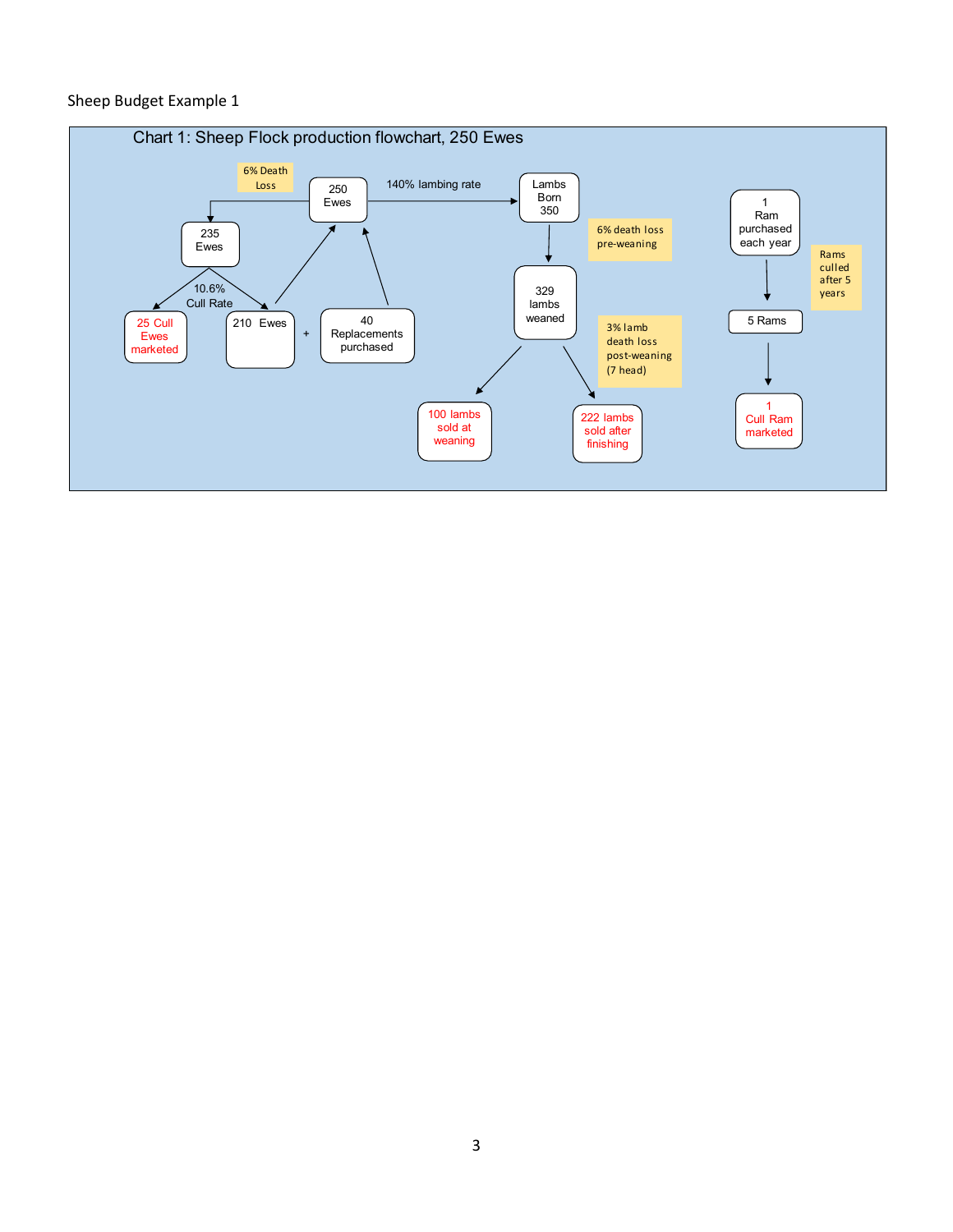Sheep Budget Example 1

Chart 1: Sheep Flock production flowchart, 250 Ewes

6% Death Loss

250 Ewes

140% lambing rate

Lambs Born 350

235 Ewes

10.6% Cull Rate

25 Cull Ewes marketed

210 Ewes

+

40 Replacements purchased

6% death loss pre-weaning

329 lambs weaned

3% lamb death loss post-weaning (7 head)

100 lambs sold at weaning

222 lambs sold after finishing

1 Ram purchased each year

Rams culled after 5 years

5 Rams

1 Cull Ram marketed